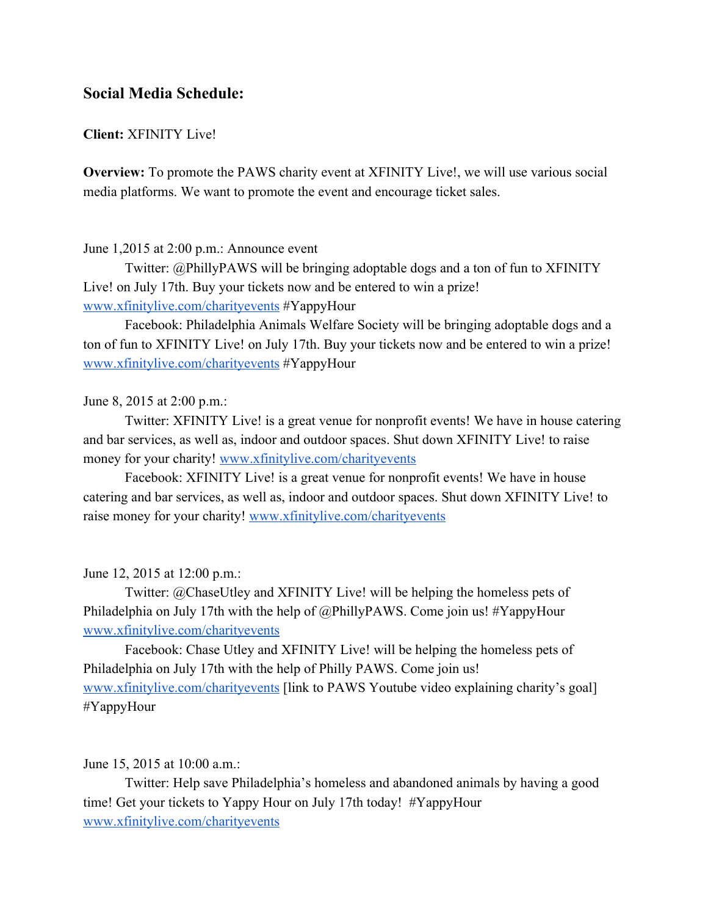## Social Media Schedule:

**Client:** XFINITY Live!

**Overview:** To promote the PAWS charity event at XFINITY Live!, we will use various social media platforms. We want to promote the event and encourage ticket sales.

June 1,2015 at 2:00 p.m.: Announce event

Twitter: @PhillyPAWS will be bringing adoptable dogs and a ton of fun to XFINITY Live! on July 17th. Buy your tickets now and be entered to win a prize! www.xfinitylive.com/charityevents #YappyHour

Facebook: Philadelphia Animals Welfare Society will be bringing adoptable dogs and a ton of fun to XFINITY Live! on July 17th. Buy your tickets now and be entered to win a prize! www.xfinitylive.com/charityevents #YappyHour

June 8, 2015 at 2:00 p.m.:

Twitter: XFINITY Live! is a great venue for nonprofit events! We have in house catering and bar services, as well as, indoor and outdoor spaces. Shut down XFINITY Live! to raise money for your charity! www.xfinitylive.com/charityevents

Facebook: XFINITY Live! is a great venue for nonprofit events! We have in house catering and bar services, as well as, indoor and outdoor spaces. Shut down XFINITY Live! to raise money for your charity! www.xfinitylive.com/charityevents

June 12, 2015 at 12:00 p.m.:

Twitter: @ChaseUtley and XFINITY Live! will be helping the homeless pets of Philadelphia on July 17th with the help of @PhillyPAWS. Come join us! #YappyHour www.xfinitylive.com/charityevents

Facebook: Chase Utley and XFINITY Live! will be helping the homeless pets of Philadelphia on July 17th with the help of Philly PAWS. Come join us! www.xfinitylive.com/charityevents [link to PAWS Youtube video explaining charity's goal] #YappyHour

June 15, 2015 at 10:00 a.m.:

Twitter: Help save Philadelphia's homeless and abandoned animals by having a good time! Get your tickets to Yappy Hour on July 17th today! #YappyHour www.xfinitylive.com/charityevents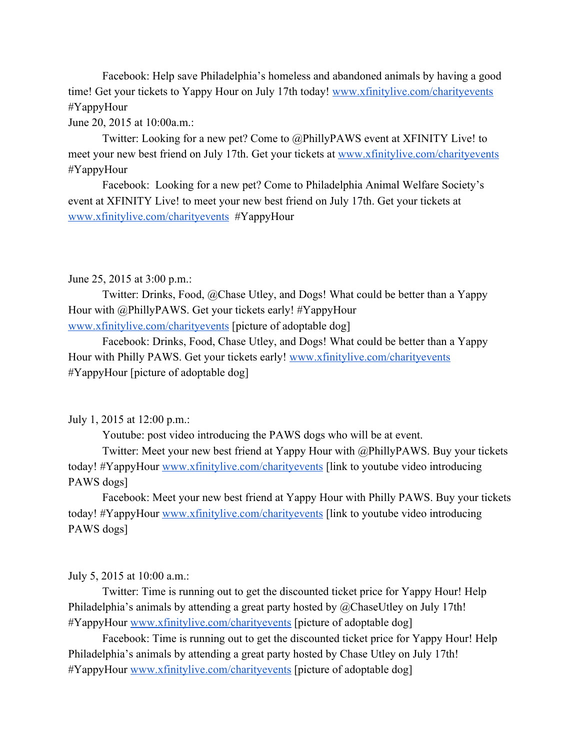Facebook: Help save Philadelphia's homeless and abandoned animals by having a good time! Get your tickets to Yappy Hour on July 17th today! www.xfinitylive.com/charityevents #YappyHour

June 20, 2015 at 10:00a.m.:

Twitter: Looking for a new pet? Come to @PhillyPAWS event at XFINITY Live! to meet your new best friend on July 17th. Get your tickets at www.xfinitylive.com/charityevents #YappyHour

Facebook: Looking for a new pet? Come to Philadelphia Animal Welfare Society's event at XFINITY Live! to meet your new best friend on July 17th. Get your tickets at www.xfinitylive.com/charityevents #YappyHour

June 25, 2015 at 3:00 p.m.:

Twitter: Drinks, Food, @Chase Utley, and Dogs! What could be better than a Yappy Hour with @PhillyPAWS. Get your tickets early! #YappyHour www.xfinitylive.com/charityevents [picture of adoptable dog]

Facebook: Drinks, Food, Chase Utley, and Dogs! What could be better than a Yappy Hour with Philly PAWS. Get your tickets early! www.xfinitylive.com/charityevents #YappyHour [picture of adoptable dog]

July 1, 2015 at 12:00 p.m.:

Youtube: post video introducing the PAWS dogs who will be at event.

Twitter: Meet your new best friend at Yappy Hour with @PhillyPAWS. Buy your tickets today! #YappyHour www.xfinitylive.com/charityevents [link to youtube video introducing PAWS dogs]

Facebook: Meet your new best friend at Yappy Hour with Philly PAWS. Buy your tickets today! #YappyHour www.xfinitylive.com/charityevents [link to youtube video introducing PAWS dogs]

July 5, 2015 at 10:00 a.m.:

Twitter: Time is running out to get the discounted ticket price for Yappy Hour! Help Philadelphia's animals by attending a great party hosted by @ChaseUtley on July 17th! #YappyHour www.xfinitylive.com/charityevents [picture of adoptable dog]

Facebook: Time is running out to get the discounted ticket price for Yappy Hour! Help Philadelphia's animals by attending a great party hosted by Chase Utley on July 17th! #YappyHour www.xfinitylive.com/charityevents [picture of adoptable dog]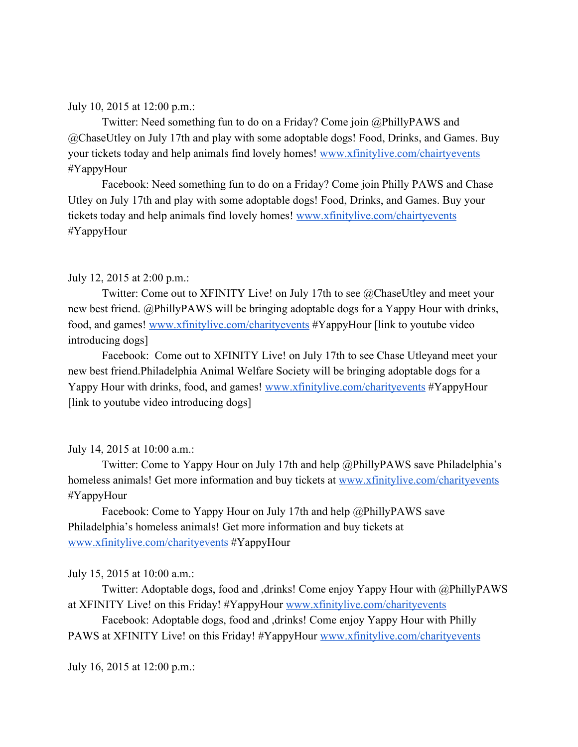July 10, 2015 at 12:00 p.m.:

Twitter: Need something fun to do on a Friday? Come join @PhillyPAWS and @ChaseUtley on July 17th and play with some adoptable dogs! Food, Drinks, and Games. Buy your tickets today and help animals find lovely homes! www.xfinitylive.com/chairtyevents #YappyHour

Facebook: Need something fun to do on a Friday? Come join Philly PAWS and Chase Utley on July 17th and play with some adoptable dogs! Food, Drinks, and Games. Buy your tickets today and help animals find lovely homes! www.xfinitylive.com/chairtyevents #YappyHour

July 12, 2015 at 2:00 p.m.:

Twitter: Come out to XFINITY Live! on July 17th to see @ChaseUtley and meet your new best friend. @PhillyPAWS will be bringing adoptable dogs for a Yappy Hour with drinks, food, and games! www.xfinitylive.com/charityevents #YappyHour [link to youtube video introducing dogs]

Facebook: Come out to XFINITY Live! on July 17th to see Chase Utleyand meet your new best friend.Philadelphia Animal Welfare Society will be bringing adoptable dogs for a Yappy Hour with drinks, food, and games! www.xfinitylive.com/charityevents #YappyHour [link to youtube video introducing dogs]

July 14, 2015 at 10:00 a.m.:

Twitter: Come to Yappy Hour on July 17th and help @PhillyPAWS save Philadelphia's homeless animals! Get more information and buy tickets at www.xfinitylive.com/charityevents #YappyHour

Facebook: Come to Yappy Hour on July 17th and help @PhillyPAWS save Philadelphia's homeless animals! Get more information and buy tickets at www.xfinitylive.com/charityevents #YappyHour

July 15, 2015 at 10:00 a.m.:

Twitter: Adoptable dogs, food and ,drinks! Come enjoy Yappy Hour with @PhillyPAWS at XFINITY Live! on this Friday! #YappyHour www.xfinitylive.com/charityevents

Facebook: Adoptable dogs, food and ,drinks! Come enjoy Yappy Hour with Philly PAWS at XFINITY Live! on this Friday! #YappyHour www.xfinitylive.com/charityevents

July 16, 2015 at 12:00 p.m.: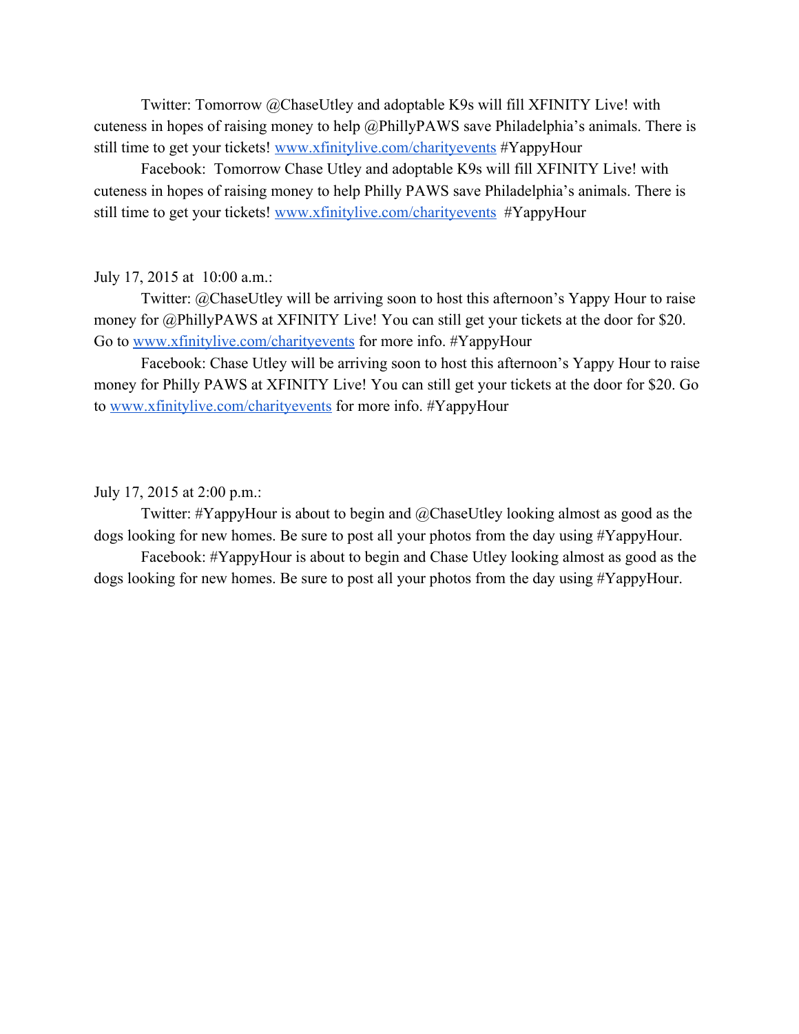Twitter: Tomorrow @ChaseUtley and adoptable K9s will fill XFINITY Live! with cuteness in hopes of raising money to help @PhillyPAWS save Philadelphia's animals. There is still time to get your tickets! www.xfinitylive.com/charityevents #YappyHour

Facebook: Tomorrow Chase Utley and adoptable K9s will fill XFINITY Live! with cuteness in hopes of raising money to help Philly PAWS save Philadelphia's animals. There is still time to get your tickets! www.xfinitylive.com/charityevents #YappyHour

July 17, 2015 at 10:00 a.m.:

Twitter: @ChaseUtley will be arriving soon to host this afternoon's Yappy Hour to raise money for @PhillyPAWS at XFINITY Live! You can still get your tickets at the door for $20. Go to www.xfinitylive.com/charityevents for more info. #YappyHour

Facebook: Chase Utley will be arriving soon to host this afternoon's Yappy Hour to raise money for Philly PAWS at XFINITY Live! You can still get your tickets at the door for $20. Go to www.xfinitylive.com/charityevents for more info. #YappyHour

July 17, 2015 at 2:00 p.m.:

Twitter: #YappyHour is about to begin and @ChaseUtley looking almost as good as the dogs looking for new homes. Be sure to post all your photos from the day using #YappyHour.

Facebook: #YappyHour is about to begin and Chase Utley looking almost as good as the dogs looking for new homes. Be sure to post all your photos from the day using #YappyHour.